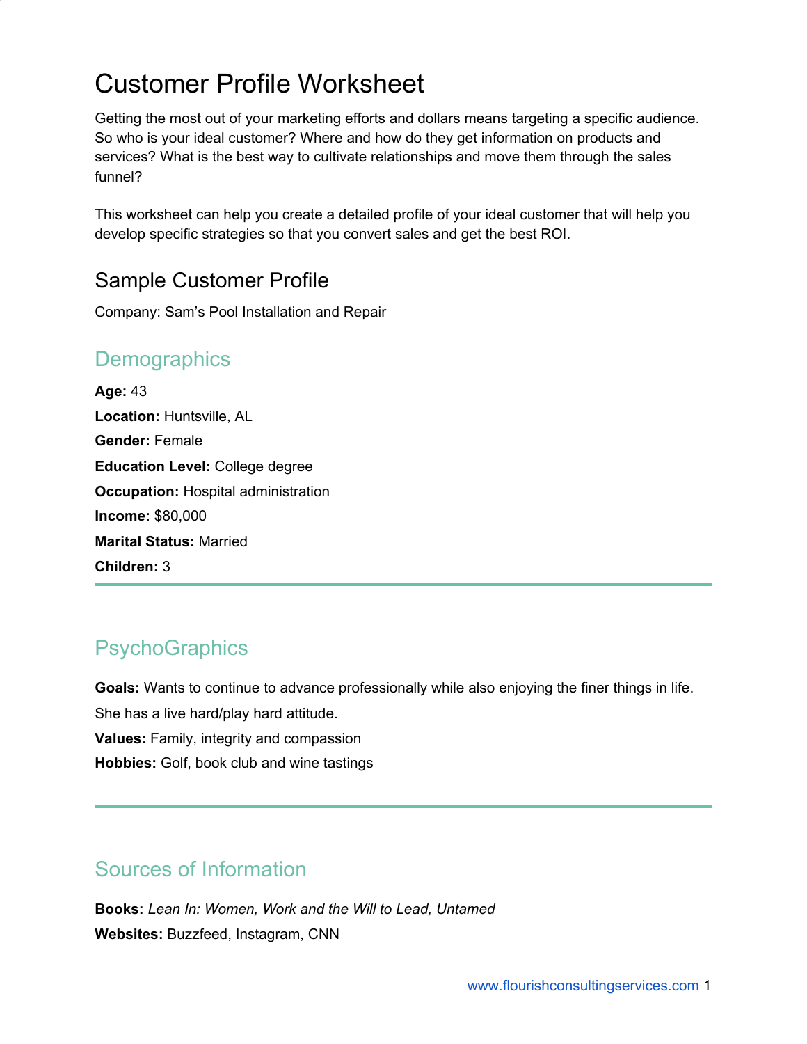# Customer Profile Worksheet

Getting the most out of your marketing efforts and dollars means targeting a specific audience. So who is your ideal customer? Where and how do they get information on products and services? What is the best way to cultivate relationships and move them through the sales funnel?

This worksheet can help you create a detailed profile of your ideal customer that will help you develop specific strategies so that you convert sales and get the best ROI.

## Sample Customer Profile

Company: Sam's Pool Installation and Repair

### Demographics

**Age:** 43

**Location:** Huntsville, AL

**Gender:** Female

**Education Level:** College degree

**Occupation:** Hospital administration

**Income:** $80,000

**Marital Status:** Married

**Children:** 3

---

### PsychoGraphics

**Goals:** Wants to continue to advance professionally while also enjoying the finer things in life. She has a live hard/play hard attitude.

**Values:** Family, integrity and compassion

**Hobbies:** Golf, book club and wine tastings

---

### Sources of Information

**Books:** *Lean In: Women, Work and the Will to Lead, Untamed*

**Websites:** Buzzfeed, Instagram, CNN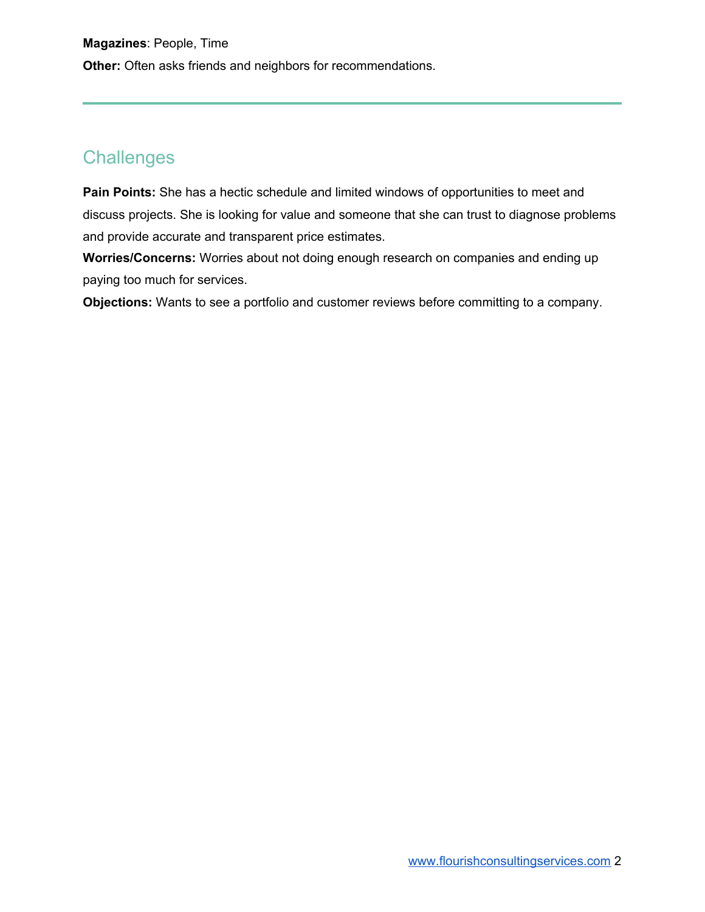**Magazines**: People, Time

**Other:** Often asks friends and neighbors for recommendations.

---

## Challenges

**Pain Points:** She has a hectic schedule and limited windows of opportunities to meet and discuss projects. She is looking for value and someone that she can trust to diagnose problems and provide accurate and transparent price estimates.

**Worries/Concerns:** Worries about not doing enough research on companies and ending up paying too much for services.

**Objections:** Wants to see a portfolio and customer reviews before committing to a company.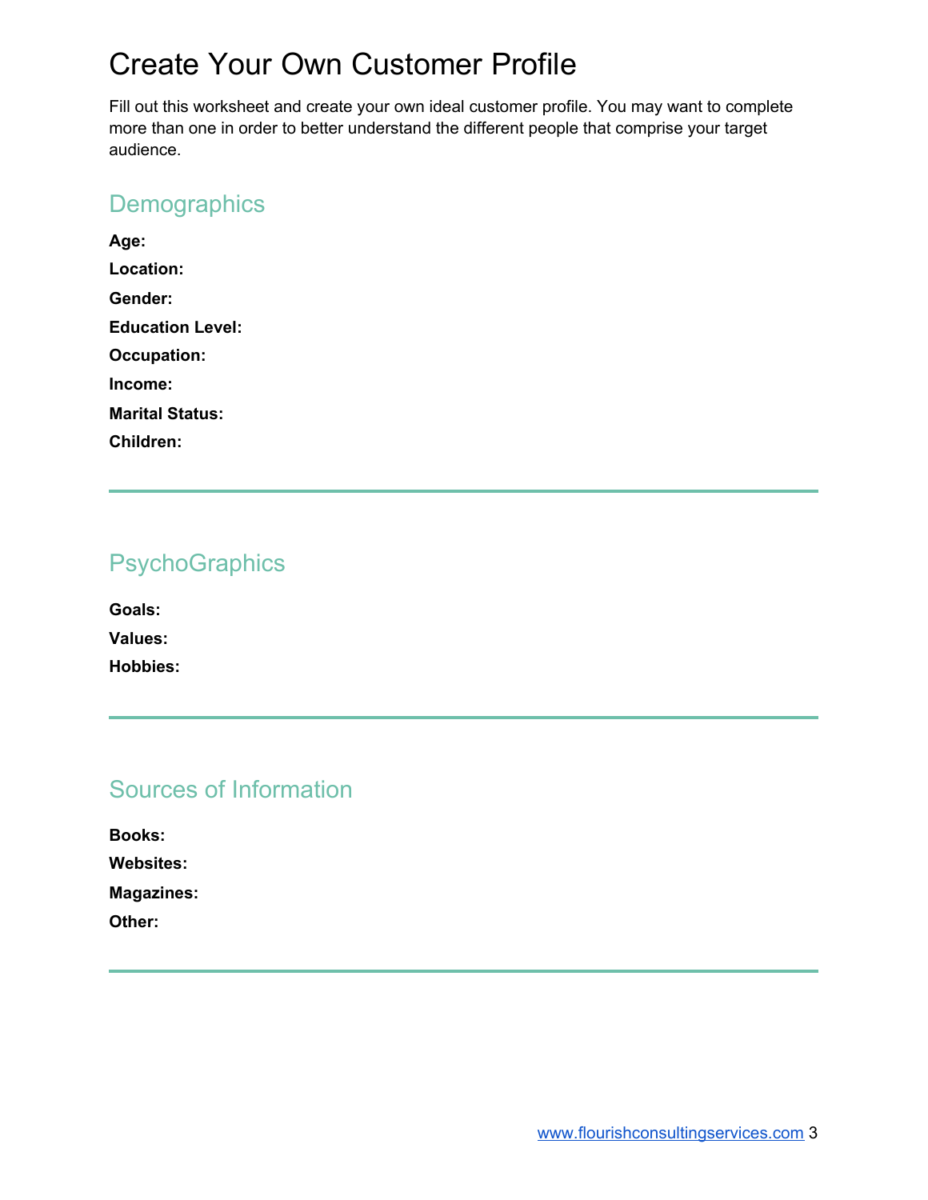# Create Your Own Customer Profile

Fill out this worksheet and create your own ideal customer profile. You may want to complete more than one in order to better understand the different people that comprise your target audience.

## Demographics

**Age:**

**Location:**

**Gender:**

**Education Level:**

**Occupation:**

**Income:**

**Marital Status:**

**Children:**

---

## PsychoGraphics

**Goals:**

**Values:**

**Hobbies:**

---

## Sources of Information

**Books:**

**Websites:**

**Magazines:**

**Other:**

---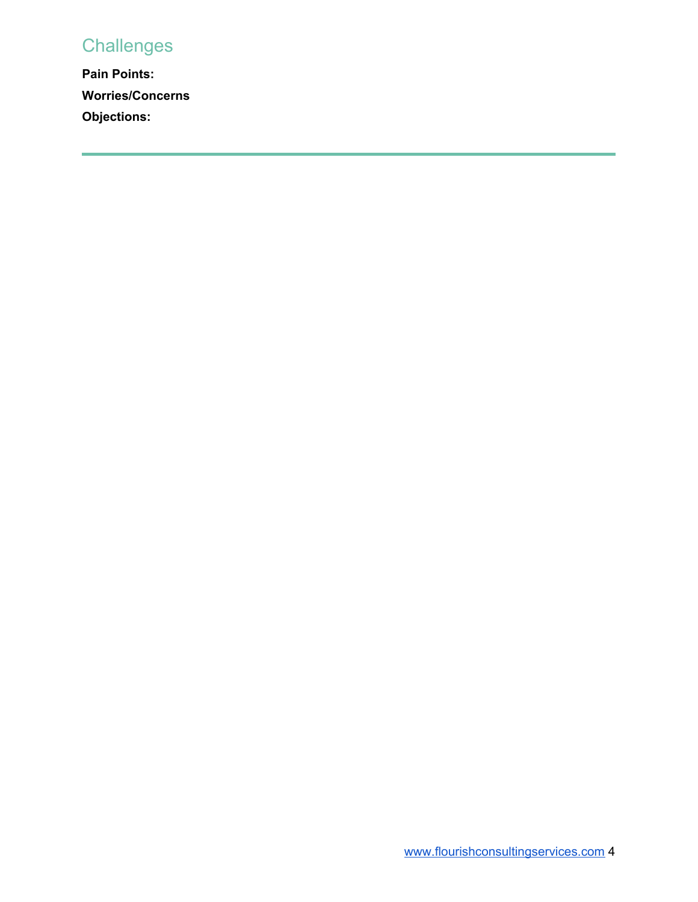## Challenges

**Pain Points:**

**Worries/Concerns**

**Objections:**

---